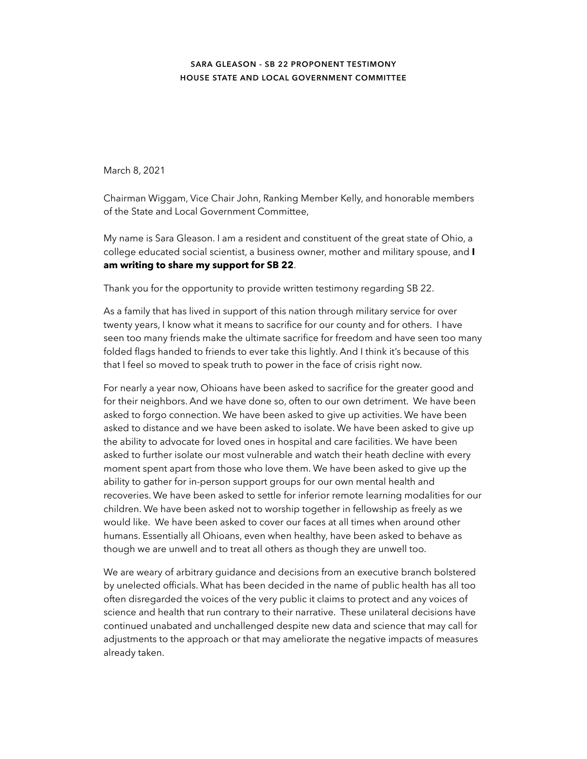**SARA GLEASON - SB 22 PROPONENT TESTIMONY**
**HOUSE STATE AND LOCAL GOVERNMENT COMMITTEE**

March 8, 2021

Chairman Wiggam, Vice Chair John, Ranking Member Kelly, and honorable members of the State and Local Government Committee,

My name is Sara Gleason. I am a resident and constituent of the great state of Ohio, a college educated social scientist, a business owner, mother and military spouse, and **I am writing to share my support for SB 22**.

Thank you for the opportunity to provide written testimony regarding SB 22.

As a family that has lived in support of this nation through military service for over twenty years, I know what it means to sacrifice for our county and for others. I have seen too many friends make the ultimate sacrifice for freedom and have seen too many folded flags handed to friends to ever take this lightly. And I think it's because of this that I feel so moved to speak truth to power in the face of crisis right now.

For nearly a year now, Ohioans have been asked to sacrifice for the greater good and for their neighbors. And we have done so, often to our own detriment. We have been asked to forgo connection. We have been asked to give up activities. We have been asked to distance and we have been asked to isolate. We have been asked to give up the ability to advocate for loved ones in hospital and care facilities. We have been asked to further isolate our most vulnerable and watch their heath decline with every moment spent apart from those who love them. We have been asked to give up the ability to gather for in-person support groups for our own mental health and recoveries. We have been asked to settle for inferior remote learning modalities for our children. We have been asked not to worship together in fellowship as freely as we would like. We have been asked to cover our faces at all times when around other humans. Essentially all Ohioans, even when healthy, have been asked to behave as though we are unwell and to treat all others as though they are unwell too.

We are weary of arbitrary guidance and decisions from an executive branch bolstered by unelected officials. What has been decided in the name of public health has all too often disregarded the voices of the very public it claims to protect and any voices of science and health that run contrary to their narrative. These unilateral decisions have continued unabated and unchallenged despite new data and science that may call for adjustments to the approach or that may ameliorate the negative impacts of measures already taken.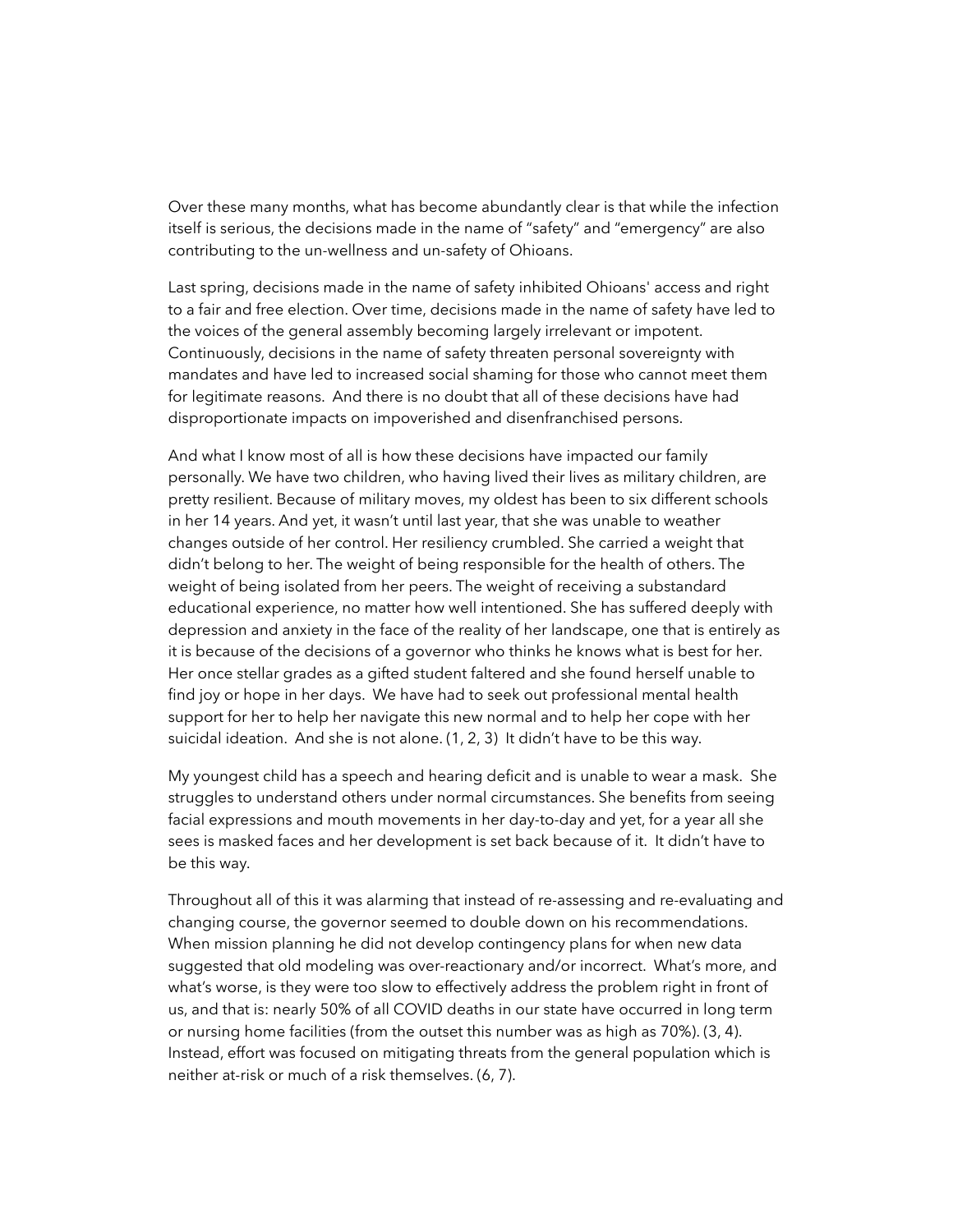Over these many months, what has become abundantly clear is that while the infection itself is serious, the decisions made in the name of "safety" and "emergency" are also contributing to the un-wellness and un-safety of Ohioans.

Last spring, decisions made in the name of safety inhibited Ohioans' access and right to a fair and free election. Over time, decisions made in the name of safety have led to the voices of the general assembly becoming largely irrelevant or impotent. Continuously, decisions in the name of safety threaten personal sovereignty with mandates and have led to increased social shaming for those who cannot meet them for legitimate reasons. And there is no doubt that all of these decisions have had disproportionate impacts on impoverished and disenfranchised persons.

And what I know most of all is how these decisions have impacted our family personally. We have two children, who having lived their lives as military children, are pretty resilient. Because of military moves, my oldest has been to six different schools in her 14 years. And yet, it wasn't until last year, that she was unable to weather changes outside of her control. Her resiliency crumbled. She carried a weight that didn't belong to her. The weight of being responsible for the health of others. The weight of being isolated from her peers. The weight of receiving a substandard educational experience, no matter how well intentioned. She has suffered deeply with depression and anxiety in the face of the reality of her landscape, one that is entirely as it is because of the decisions of a governor who thinks he knows what is best for her. Her once stellar grades as a gifted student faltered and she found herself unable to find joy or hope in her days. We have had to seek out professional mental health support for her to help her navigate this new normal and to help her cope with her suicidal ideation. And she is not alone. (1, 2, 3) It didn't have to be this way.

My youngest child has a speech and hearing deficit and is unable to wear a mask. She struggles to understand others under normal circumstances. She benefits from seeing facial expressions and mouth movements in her day-to-day and yet, for a year all she sees is masked faces and her development is set back because of it. It didn't have to be this way.

Throughout all of this it was alarming that instead of re-assessing and re-evaluating and changing course, the governor seemed to double down on his recommendations. When mission planning he did not develop contingency plans for when new data suggested that old modeling was over-reactionary and/or incorrect. What's more, and what's worse, is they were too slow to effectively address the problem right in front of us, and that is: nearly 50% of all COVID deaths in our state have occurred in long term or nursing home facilities (from the outset this number was as high as 70%). (3, 4). Instead, effort was focused on mitigating threats from the general population which is neither at-risk or much of a risk themselves. (6, 7).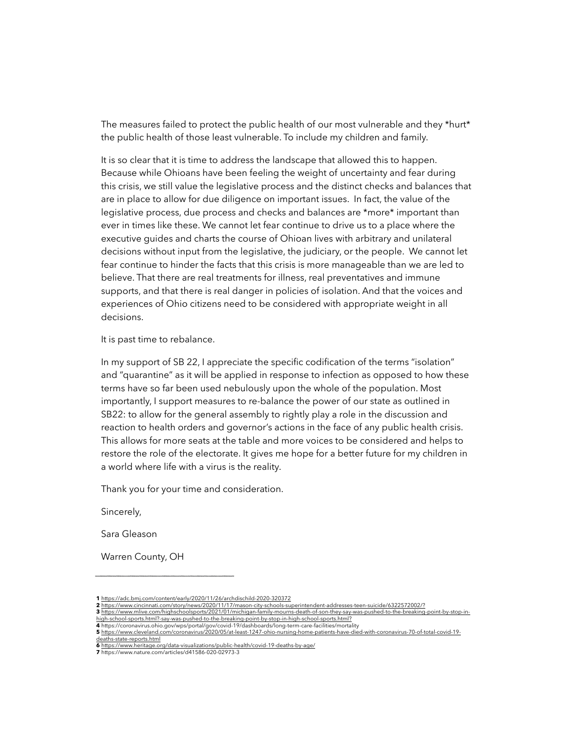The measures failed to protect the public health of our most vulnerable and they *hurt* the public health of those least vulnerable. To include my children and family.

It is so clear that it is time to address the landscape that allowed this to happen. Because while Ohioans have been feeling the weight of uncertainty and fear during this crisis, we still value the legislative process and the distinct checks and balances that are in place to allow for due diligence on important issues.  In fact, the value of the legislative process, due process and checks and balances are *more* important than ever in times like these. We cannot let fear continue to drive us to a place where the executive guides and charts the course of Ohioan lives with arbitrary and unilateral decisions without input from the legislative, the judiciary, or the people.  We cannot let fear continue to hinder the facts that this crisis is more manageable than we are led to believe. That there are real treatments for illness, real preventatives and immune supports, and that there is real danger in policies of isolation. And that the voices and experiences of Ohio citizens need to be considered with appropriate weight in all decisions.

It is past time to rebalance.

In my support of SB 22, I appreciate the specific codification of the terms "isolation" and "quarantine" as it will be applied in response to infection as opposed to how these terms have so far been used nebulously upon the whole of the population. Most importantly, I support measures to re-balance the power of our state as outlined in SB22: to allow for the general assembly to rightly play a role in the discussion and reaction to health orders and governor's actions in the face of any public health crisis. This allows for more seats at the table and more voices to be considered and helps to restore the role of the electorate. It gives me hope for a better future for my children in a world where life with a virus is the reality.

Thank you for your time and consideration.

Sincerely,

Sara Gleason

Warren County, OH

---

**1** https://adc.bmj.com/content/early/2020/11/26/archdischild-2020-320372
**2** https://www.cincinnati.com/story/news/2020/11/17/mason-city-schools-superintendent-addresses-teen-suicide/6322572002/?
**3** https://www.mlive.com/highschoolsports/2021/01/michigan-family-mourns-death-of-son-they-say-was-pushed-to-the-breaking-point-by-stop-in-high-school-sports.html?-say-was-pushed-to-the-breaking-point-by-stop-in-high-school-sports.html?
**4** https://coronavirus.ohio.gov/wps/portal/gov/covid-19/dashboards/long-term-care-facilities/mortality
**5** https://www.cleveland.com/coronavirus/2020/05/at-least-1247-ohio-nursing-home-patients-have-died-with-coronavirus-70-of-total-covid-19-deaths-state-reports.html
**6** https://www.heritage.org/data-visualizations/public-health/covid-19-deaths-by-age/
**7** https://www.nature.com/articles/d41586-020-02973-3